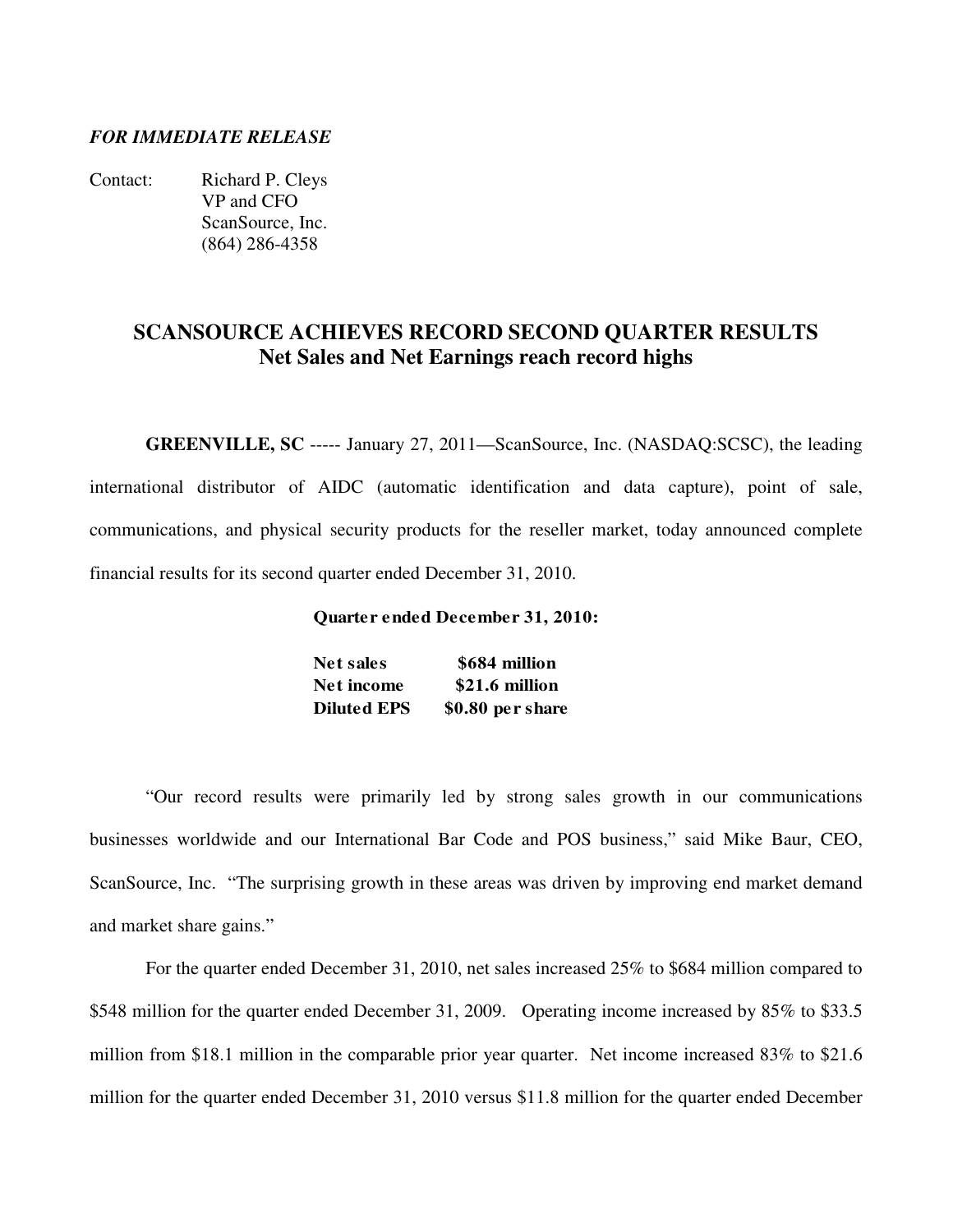*FOR IMMEDIATE RELEASE*

Contact: Richard P. Cleys
VP and CFO
ScanSource, Inc.
(864) 286-4358

# SCANSOURCE ACHIEVES RECORD SECOND QUARTER RESULTS
## Net Sales and Net Earnings reach record highs

**GREENVILLE, SC** ----- January 27, 2011—ScanSource, Inc. (NASDAQ:SCSC), the leading international distributor of AIDC (automatic identification and data capture), point of sale, communications, and physical security products for the reseller market, today announced complete financial results for its second quarter ended December 31, 2010.

**Quarter ended December 31, 2010:**

| | |
|---|---|
| **Net sales** | **$684 million** |
| **Net income** | **$21.6 million** |
| **Diluted EPS** | **$0.80 per share** |

"Our record results were primarily led by strong sales growth in our communications businesses worldwide and our International Bar Code and POS business," said Mike Baur, CEO, ScanSource, Inc. "The surprising growth in these areas was driven by improving end market demand and market share gains."

For the quarter ended December 31, 2010, net sales increased 25% to $684 million compared to $548 million for the quarter ended December 31, 2009. Operating income increased by 85% to $33.5 million from $18.1 million in the comparable prior year quarter. Net income increased 83% to $21.6 million for the quarter ended December 31, 2010 versus $11.8 million for the quarter ended December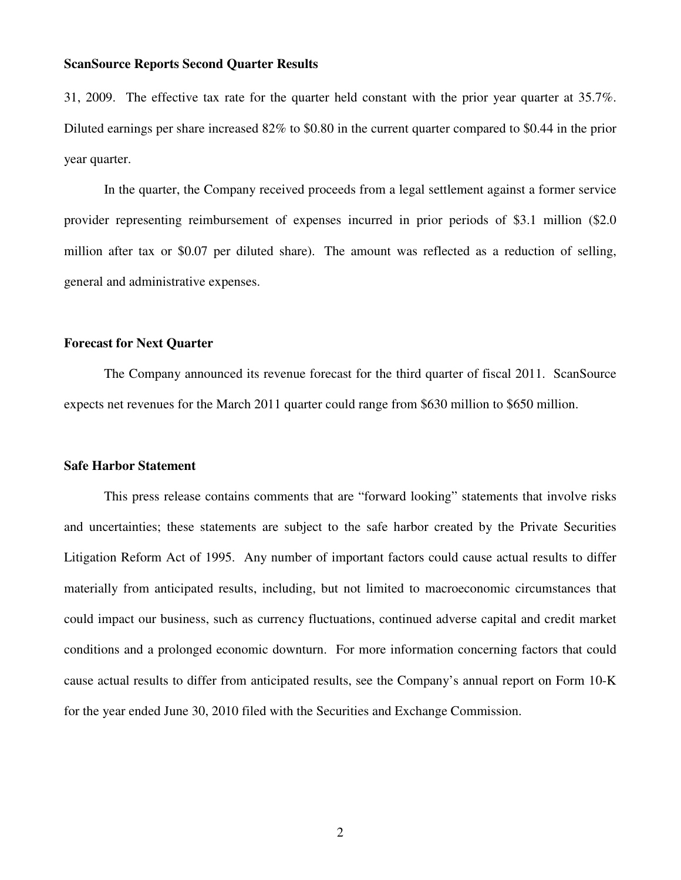**ScanSource Reports Second Quarter Results**

31, 2009. The effective tax rate for the quarter held constant with the prior year quarter at 35.7%. Diluted earnings per share increased 82% to $0.80 in the current quarter compared to $0.44 in the prior year quarter.

In the quarter, the Company received proceeds from a legal settlement against a former service provider representing reimbursement of expenses incurred in prior periods of $3.1 million ($2.0 million after tax or $0.07 per diluted share). The amount was reflected as a reduction of selling, general and administrative expenses.

**Forecast for Next Quarter**

The Company announced its revenue forecast for the third quarter of fiscal 2011. ScanSource expects net revenues for the March 2011 quarter could range from $630 million to $650 million.

**Safe Harbor Statement**

This press release contains comments that are "forward looking" statements that involve risks and uncertainties; these statements are subject to the safe harbor created by the Private Securities Litigation Reform Act of 1995. Any number of important factors could cause actual results to differ materially from anticipated results, including, but not limited to macroeconomic circumstances that could impact our business, such as currency fluctuations, continued adverse capital and credit market conditions and a prolonged economic downturn. For more information concerning factors that could cause actual results to differ from anticipated results, see the Company's annual report on Form 10-K for the year ended June 30, 2010 filed with the Securities and Exchange Commission.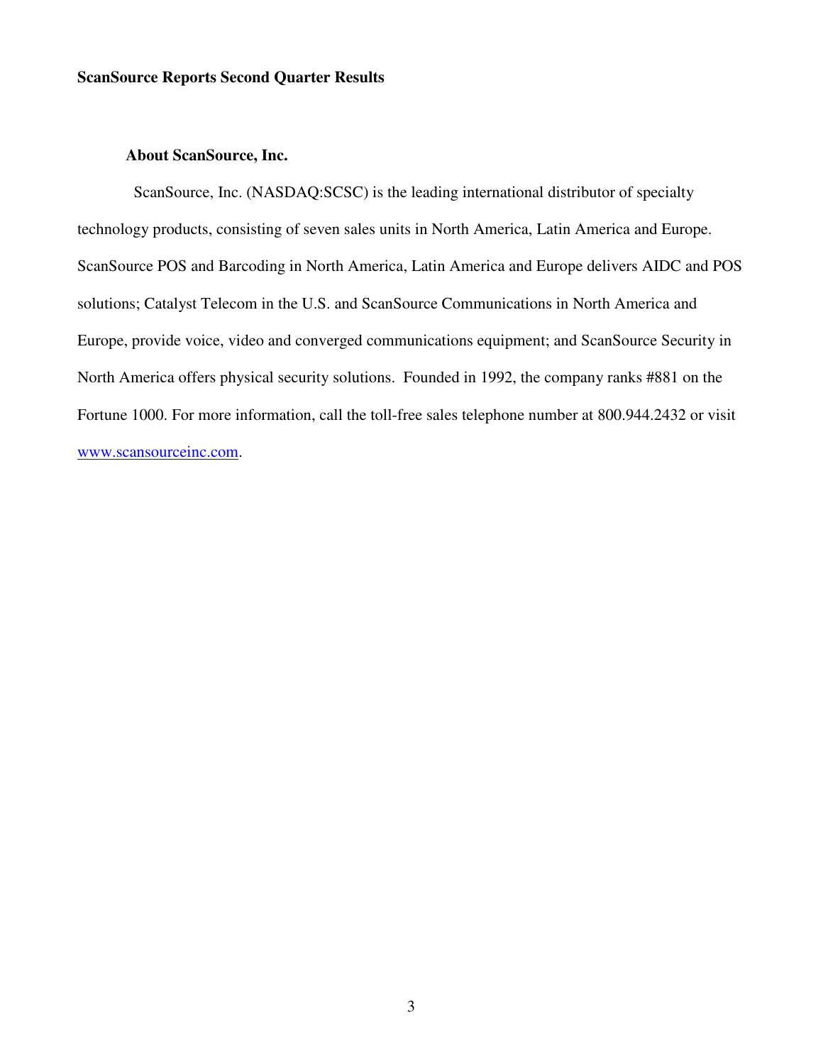**ScanSource Reports Second Quarter Results**

**About ScanSource, Inc.**

ScanSource, Inc. (NASDAQ:SCSC) is the leading international distributor of specialty technology products, consisting of seven sales units in North America, Latin America and Europe. ScanSource POS and Barcoding in North America, Latin America and Europe delivers AIDC and POS solutions; Catalyst Telecom in the U.S. and ScanSource Communications in North America and Europe, provide voice, video and converged communications equipment; and ScanSource Security in North America offers physical security solutions. Founded in 1992, the company ranks #881 on the Fortune 1000. For more information, call the toll-free sales telephone number at 800.944.2432 or visit www.scansourceinc.com.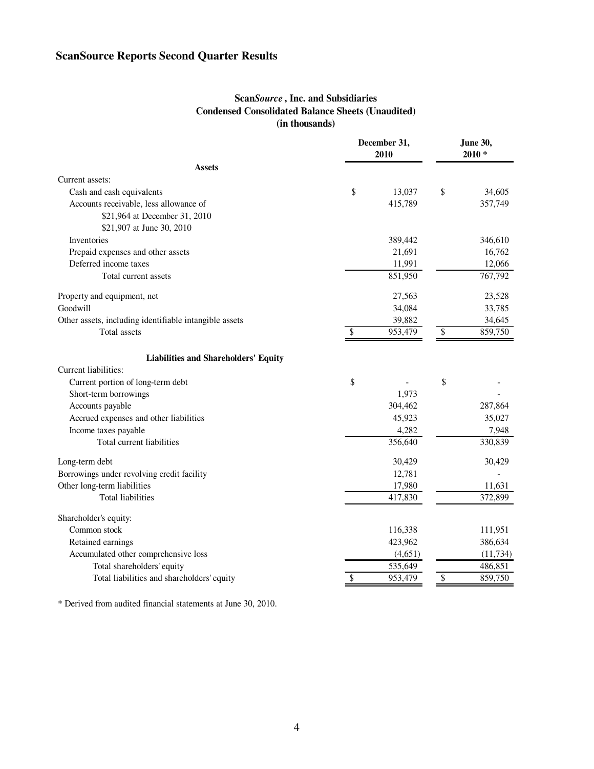# ScanSource Reports Second Quarter Results

**Scan*Source* , Inc. and Subsidiaries**
**Condensed Consolidated Balance Sheets (Unaudited)**
**(in thousands)**

| | December 31, 2010 | June 30, 2010 * |
|---|---|---|
| **Assets** | | |
| Current assets: | | |
| Cash and cash equivalents | $ 13,037 | $ 34,605 |
| Accounts receivable, less allowance of $21,964 at December 31, 2010 $21,907 at June 30, 2010 | 415,789 | 357,749 |
| Inventories | 389,442 | 346,610 |
| Prepaid expenses and other assets | 21,691 | 16,762 |
| Deferred income taxes | 11,991 | 12,066 |
| Total current assets | 851,950 | 767,792 |
| Property and equipment, net | 27,563 | 23,528 |
| Goodwill | 34,084 | 33,785 |
| Other assets, including identifiable intangible assets | 39,882 | 34,645 |
| Total assets | $ 953,479 | $ 859,750 |
| **Liabilities and Shareholders' Equity** | | |
| Current liabilities: | | |
| Current portion of long-term debt | $ - | $ - |
| Short-term borrowings | 1,973 | - |
| Accounts payable | 304,462 | 287,864 |
| Accrued expenses and other liabilities | 45,923 | 35,027 |
| Income taxes payable | 4,282 | 7,948 |
| Total current liabilities | 356,640 | 330,839 |
| Long-term debt | 30,429 | 30,429 |
| Borrowings under revolving credit facility | 12,781 | - |
| Other long-term liabilities | 17,980 | 11,631 |
| Total liabilities | 417,830 | 372,899 |
| Shareholder's equity: | | |
| Common stock | 116,338 | 111,951 |
| Retained earnings | 423,962 | 386,634 |
| Accumulated other comprehensive loss | (4,651) | (11,734) |
| Total shareholders' equity | 535,649 | 486,851 |
| Total liabilities and shareholders' equity | $ 953,479 | $ 859,750 |

* Derived from audited financial statements at June 30, 2010.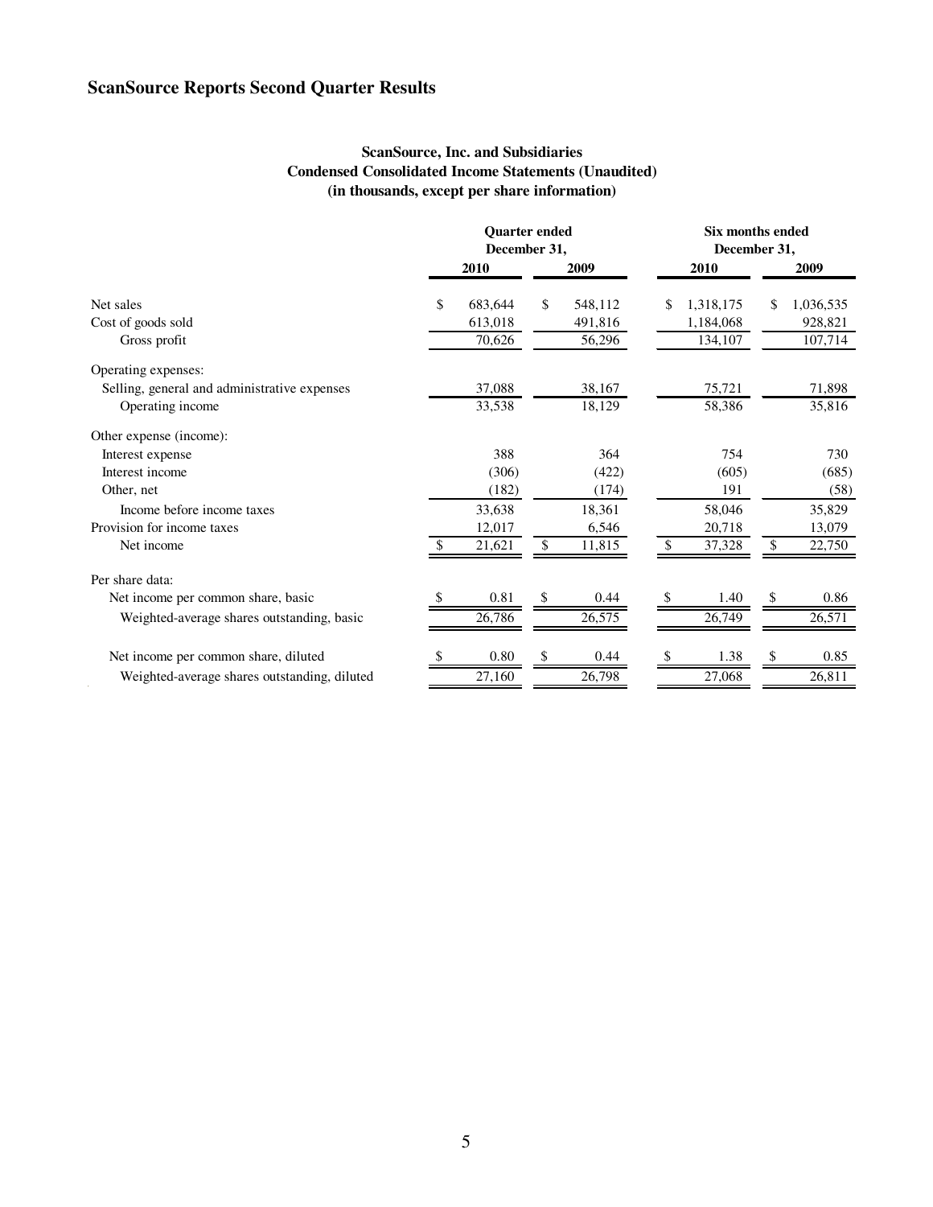# ScanSource Reports Second Quarter Results

**ScanSource, Inc. and Subsidiaries**
**Condensed Consolidated Income Statements (Unaudited)**
**(in thousands, except per share information)**

| | Quarter ended December 31, | | Six months ended December 31, | |
|---|---|---|---|---|
| | **2010** | **2009** | **2010** | **2009** |
| Net sales | $ 683,644 | $ 548,112 | $ 1,318,175 | $ 1,036,535 |
| Cost of goods sold | 613,018 | 491,816 | 1,184,068 | 928,821 |
| Gross profit | 70,626 | 56,296 | 134,107 | 107,714 |
| Operating expenses: | | | | |
| Selling, general and administrative expenses | 37,088 | 38,167 | 75,721 | 71,898 |
| Operating income | 33,538 | 18,129 | 58,386 | 35,816 |
| Other expense (income): | | | | |
| Interest expense | 388 | 364 | 754 | 730 |
| Interest income | (306) | (422) | (605) | (685) |
| Other, net | (182) | (174) | 191 | (58) |
| Income before income taxes | 33,638 | 18,361 | 58,046 | 35,829 |
| Provision for income taxes | 12,017 | 6,546 | 20,718 | 13,079 |
| Net income | $ 21,621 | $ 11,815 | $ 37,328 | $ 22,750 |
| Per share data: | | | | |
| Net income per common share, basic | $ 0.81 | $ 0.44 | $ 1.40 | $ 0.86 |
| Weighted-average shares outstanding, basic | 26,786 | 26,575 | 26,749 | 26,571 |
| Net income per common share, diluted | $ 0.80 | $ 0.44 | $ 1.38 | $ 0.85 |
| Weighted-average shares outstanding, diluted | 27,160 | 26,798 | 27,068 | 26,811 |